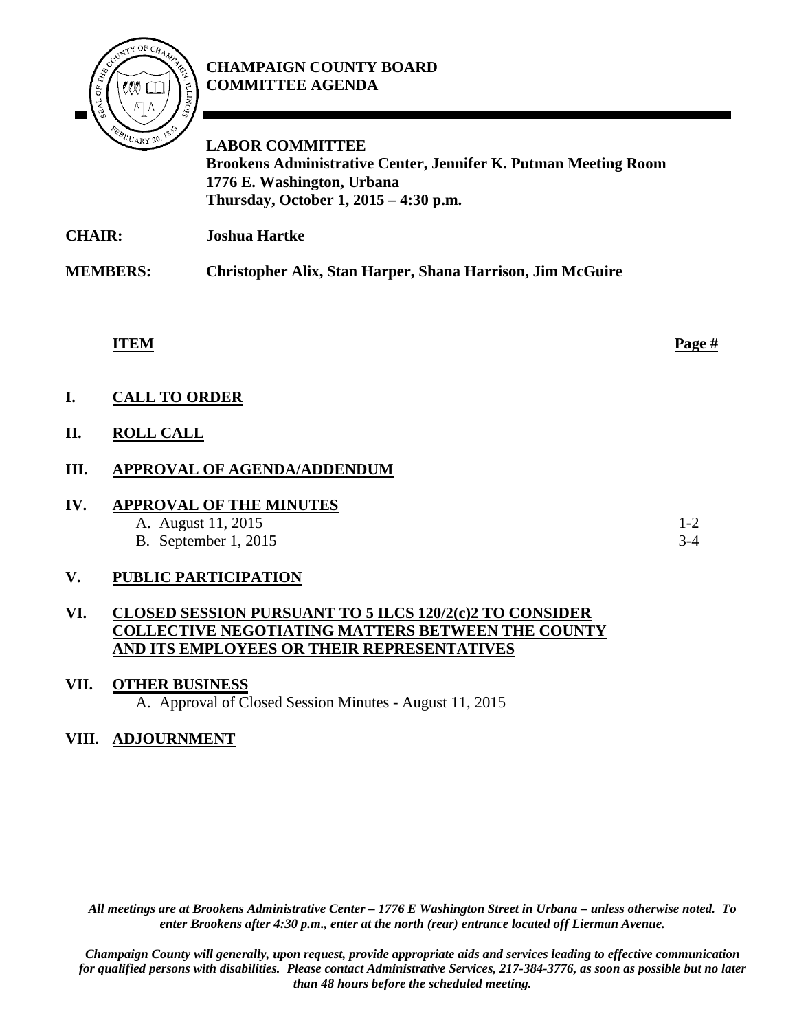# CHAMPAIGN COUNTY BOARD COMMITTEE AGENDA

**LABOR COMMITTEE**
**Brookens Administrative Center, Jennifer K. Putman Meeting Room**
**1776 E. Washington, Urbana**
**Thursday, October 1, 2015 – 4:30 p.m.**

**CHAIR:** **Joshua Hartke**

**MEMBERS:** **Christopher Alix, Stan Harper, Shana Harrison, Jim McGuire**

| **ITEM** | **Page #** |
|---|---|
| **I. CALL TO ORDER** | |
| **II. ROLL CALL** | |
| **III. APPROVAL OF AGENDA/ADDENDUM** | |
| **IV. APPROVAL OF THE MINUTES** | |
| A. August 11, 2015 | 1-2 |
| B. September 1, 2015 | 3-4 |
| **V. PUBLIC PARTICIPATION** | |
| **VI. CLOSED SESSION PURSUANT TO 5 ILCS 120/2(c)2 TO CONSIDER COLLECTIVE NEGOTIATING MATTERS BETWEEN THE COUNTY AND ITS EMPLOYEES OR THEIR REPRESENTATIVES** | |
| **VII. OTHER BUSINESS** | |
| A. Approval of Closed Session Minutes - August 11, 2015 | |
| **VIII. ADJOURNMENT** | |

*All meetings are at Brookens Administrative Center – 1776 E Washington Street in Urbana – unless otherwise noted. To enter Brookens after 4:30 p.m., enter at the north (rear) entrance located off Lierman Avenue.*

*Champaign County will generally, upon request, provide appropriate aids and services leading to effective communication for qualified persons with disabilities. Please contact Administrative Services, 217-384-3776, as soon as possible but no later than 48 hours before the scheduled meeting.*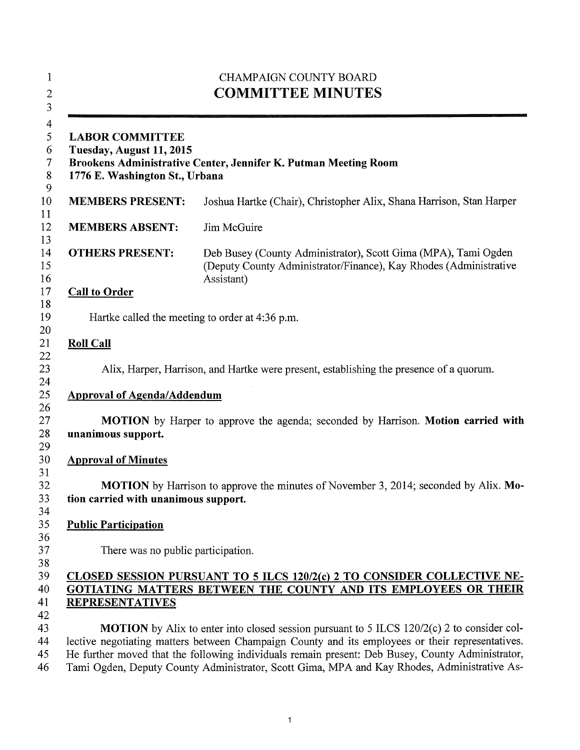CHAMPAIGN COUNTY BOARD

# COMMITTEE MINUTES

---

**LABOR COMMITTEE**
**Tuesday, August 11, 2015**
**Brookens Administrative Center, Jennifer K. Putman Meeting Room**
**1776 E. Washington St., Urbana**

| | |
|---|---|
| **MEMBERS PRESENT:** | Joshua Hartke (Chair), Christopher Alix, Shana Harrison, Stan Harper |
| **MEMBERS ABSENT:** | Jim McGuire |
| **OTHERS PRESENT:** | Deb Busey (County Administrator), Scott Gima (MPA), Tami Ogden (Deputy County Administrator/Finance), Kay Rhodes (Administrative Assistant) |

## Call to Order

Hartke called the meeting to order at 4:36 p.m.

## Roll Call

Alix, Harper, Harrison, and Hartke were present, establishing the presence of a quorum.

## Approval of Agenda/Addendum

**MOTION** by Harper to approve the agenda; seconded by Harrison. **Motion carried with unanimous support.**

## Approval of Minutes

**MOTION** by Harrison to approve the minutes of November 3, 2014; seconded by Alix. **Motion carried with unanimous support.**

## Public Participation

There was no public participation.

## CLOSED SESSION PURSUANT TO 5 ILCS 120/2(c) 2 TO CONSIDER COLLECTIVE NEGOTIATING MATTERS BETWEEN THE COUNTY AND ITS EMPLOYEES OR THEIR REPRESENTATIVES

**MOTION** by Alix to enter into closed session pursuant to 5 ILCS 120/2(c) 2 to consider collective negotiating matters between Champaign County and its employees or their representatives. He further moved that the following individuals remain present: Deb Busey, County Administrator, Tami Ogden, Deputy County Administrator, Scott Gima, MPA and Kay Rhodes, Administrative As-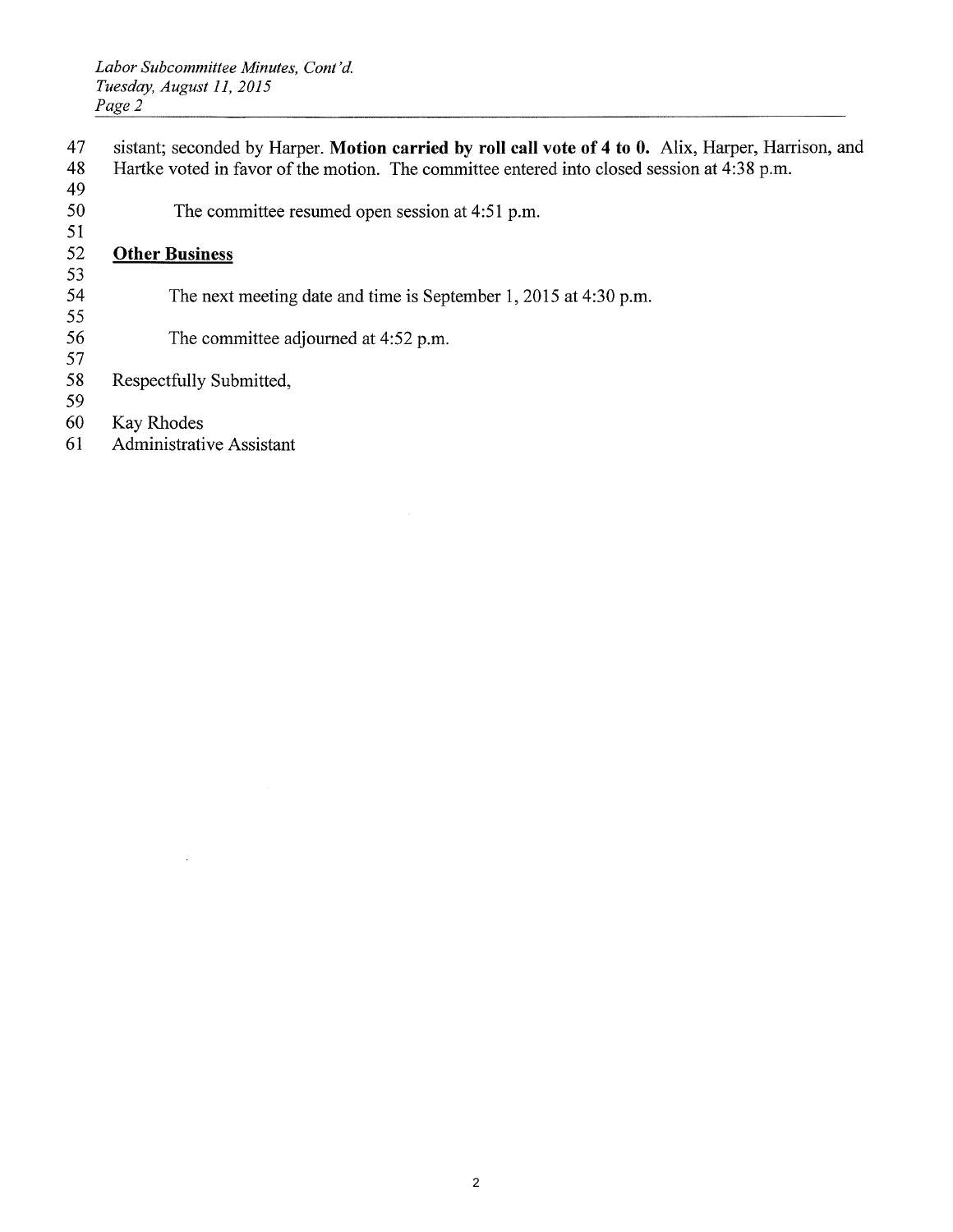sistant; seconded by Harper. **Motion carried by roll call vote of 4 to 0.** Alix, Harper, Harrison, and Hartke voted in favor of the motion. The committee entered into closed session at 4:38 p.m.

The committee resumed open session at 4:51 p.m.

**Other Business**

The next meeting date and time is September 1, 2015 at 4:30 p.m.

The committee adjourned at 4:52 p.m.

Respectfully Submitted,

Kay Rhodes
Administrative Assistant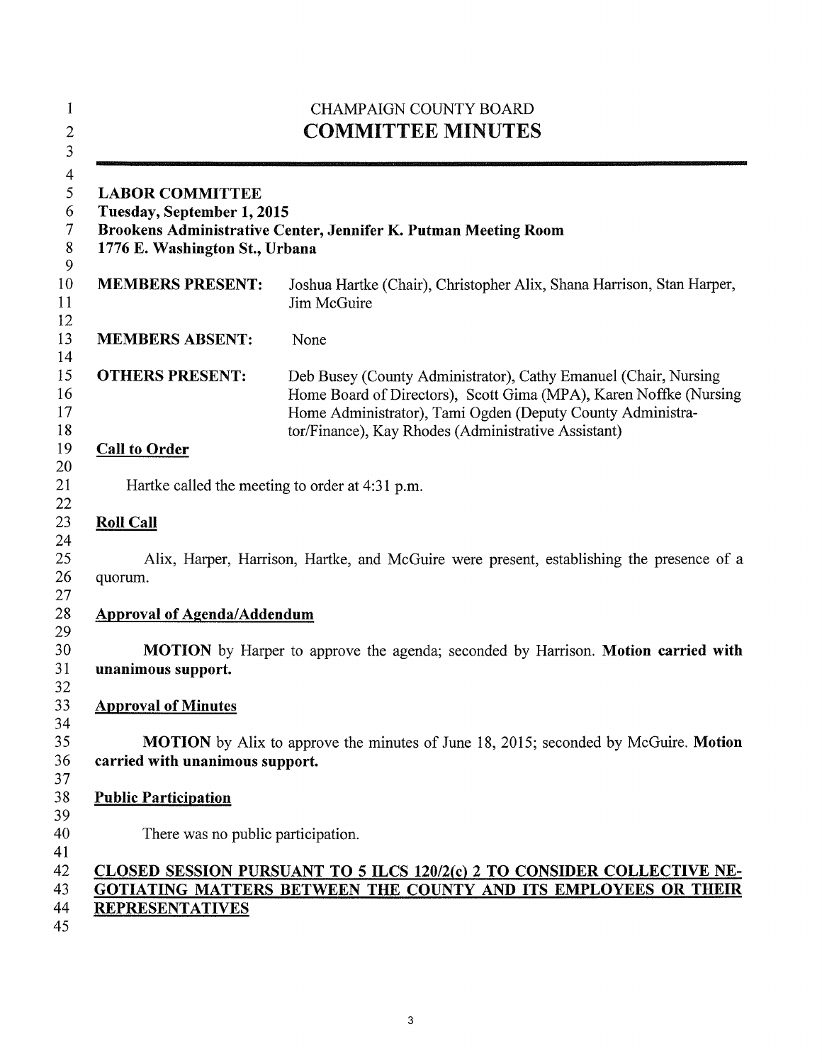CHAMPAIGN COUNTY BOARD

# COMMITTEE MINUTES

---

**LABOR COMMITTEE**
**Tuesday, September 1, 2015**
**Brookens Administrative Center, Jennifer K. Putman Meeting Room**
**1776 E. Washington St., Urbana**

| | |
|---|---|
| **MEMBERS PRESENT:** | Joshua Hartke (Chair), Christopher Alix, Shana Harrison, Stan Harper, Jim McGuire |
| **MEMBERS ABSENT:** | None |
| **OTHERS PRESENT:** | Deb Busey (County Administrator), Cathy Emanuel (Chair, Nursing Home Board of Directors), Scott Gima (MPA), Karen Noffke (Nursing Home Administrator), Tami Ogden (Deputy County Administrator/Finance), Kay Rhodes (Administrative Assistant) |

## Call to Order

Hartke called the meeting to order at 4:31 p.m.

## Roll Call

Alix, Harper, Harrison, Hartke, and McGuire were present, establishing the presence of a quorum.

## Approval of Agenda/Addendum

**MOTION** by Harper to approve the agenda; seconded by Harrison. **Motion carried with unanimous support.**

## Approval of Minutes

**MOTION** by Alix to approve the minutes of June 18, 2015; seconded by McGuire. **Motion carried with unanimous support.**

## Public Participation

There was no public participation.

## CLOSED SESSION PURSUANT TO 5 ILCS 120/2(c) 2 TO CONSIDER COLLECTIVE NEGOTIATING MATTERS BETWEEN THE COUNTY AND ITS EMPLOYEES OR THEIR REPRESENTATIVES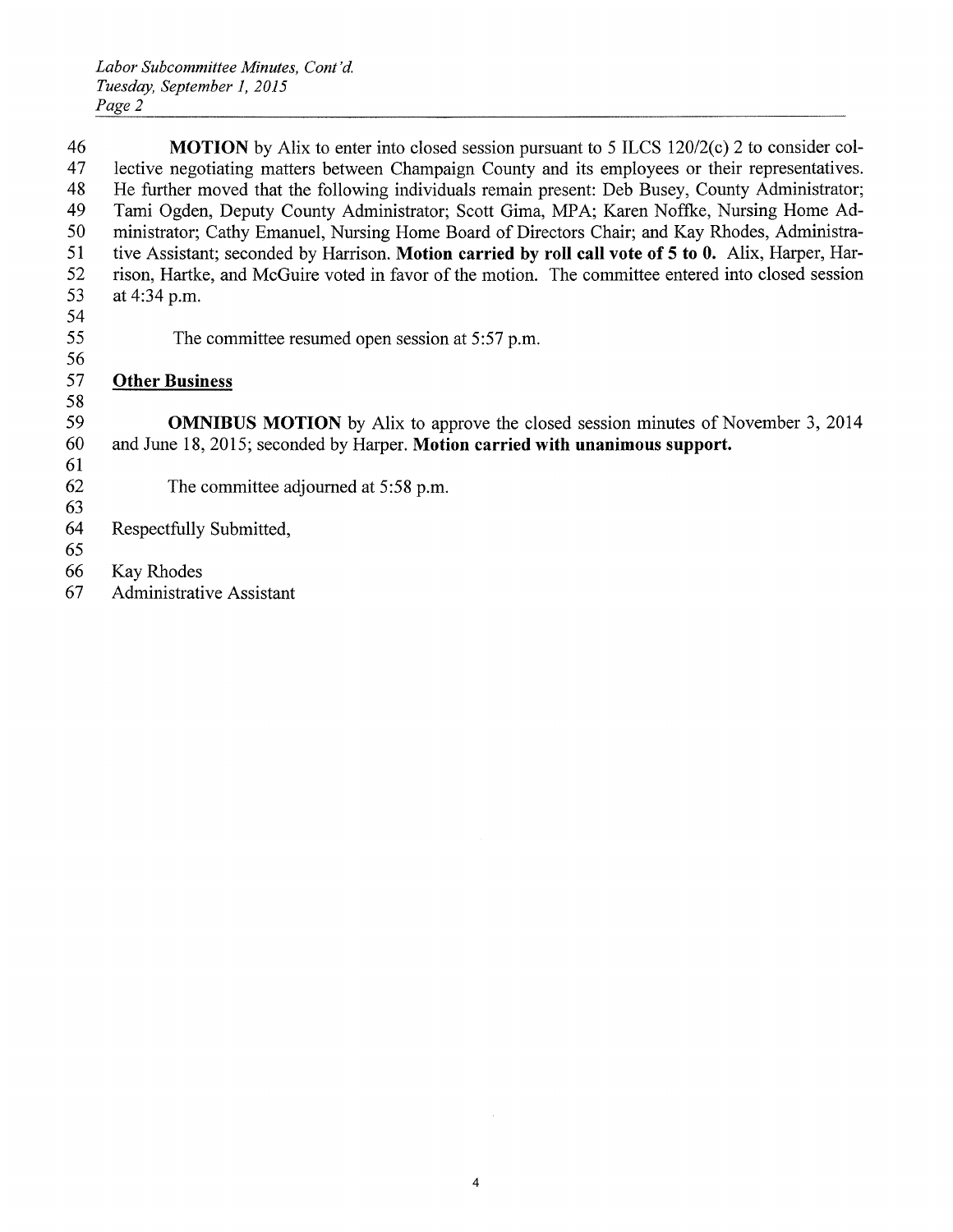**MOTION** by Alix to enter into closed session pursuant to 5 ILCS 120/2(c) 2 to consider collective negotiating matters between Champaign County and its employees or their representatives. He further moved that the following individuals remain present: Deb Busey, County Administrator; Tami Ogden, Deputy County Administrator; Scott Gima, MPA; Karen Noffke, Nursing Home Administrator; Cathy Emanuel, Nursing Home Board of Directors Chair; and Kay Rhodes, Administrative Assistant; seconded by Harrison. **Motion carried by roll call vote of 5 to 0.** Alix, Harper, Harrison, Hartke, and McGuire voted in favor of the motion. The committee entered into closed session at 4:34 p.m.

The committee resumed open session at 5:57 p.m.

**<u>Other Business</u>**

**OMNIBUS MOTION** by Alix to approve the closed session minutes of November 3, 2014 and June 18, 2015; seconded by Harper. **Motion carried with unanimous support.**

The committee adjourned at 5:58 p.m.

Respectfully Submitted,

Kay Rhodes
Administrative Assistant